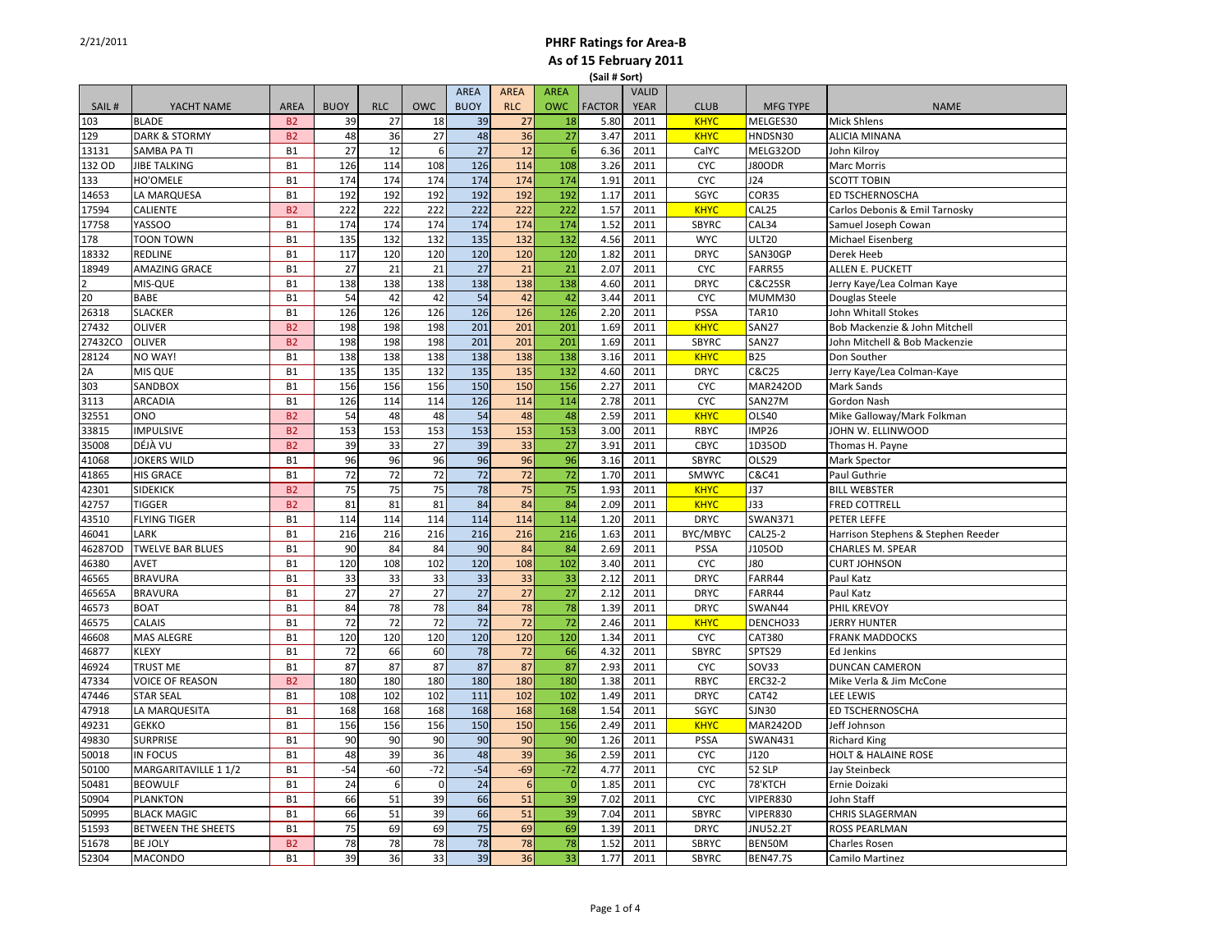2/21/2011

# PHRF Ratings for Area-B

## As of 15 February 2011

(Sail # Sort)

| SAIL # | YACHT NAME | AREA | BUOY | RLC | OWC | AREA BUOY | AREA RLC | AREA OWC | FACTOR | VALID YEAR | CLUB | MFG TYPE | NAME |
|---|---|---|---|---|---|---|---|---|---|---|---|---|---|
| 103 | BLADE | B2 | 39 | 27 | 18 | 39 | 27 | 18 | 5.80 | 2011 | KHYC | MELGES30 | Mick Shlens |
| 129 | DARK & STORMY | B2 | 48 | 36 | 27 | 48 | 36 | 27 | 3.47 | 2011 | KHYC | HNDSN30 | ALICIA MINANA |
| 13131 | SAMBA PA TI | B1 | 27 | 12 | 6 | 27 | 12 | 6 | 6.36 | 2011 | CalYC | MELG32OD | John Kilroy |
| 132 OD | JIBE TALKING | B1 | 126 | 114 | 108 | 126 | 114 | 108 | 3.26 | 2011 | CYC | J80ODR | Marc Morris |
| 133 | HO'OMELE | B1 | 174 | 174 | 174 | 174 | 174 | 174 | 1.91 | 2011 | CYC | J24 | SCOTT TOBIN |
| 14653 | LA MARQUESA | B1 | 192 | 192 | 192 | 192 | 192 | 192 | 1.17 | 2011 | SGYC | COR35 | ED TSCHERNOSCHA |
| 17594 | CALIENTE | B2 | 222 | 222 | 222 | 222 | 222 | 222 | 1.57 | 2011 | KHYC | CAL25 | Carlos Debonis & Emil Tarnosky |
| 17758 | YASSOO | B1 | 174 | 174 | 174 | 174 | 174 | 174 | 1.52 | 2011 | SBYRC | CAL34 | Samuel Joseph Cowan |
| 178 | TOON TOWN | B1 | 135 | 132 | 132 | 135 | 132 | 132 | 4.56 | 2011 | WYC | ULT20 | Michael Eisenberg |
| 18332 | REDLINE | B1 | 117 | 120 | 120 | 120 | 120 | 120 | 1.82 | 2011 | DRYC | SAN30GP | Derek Heeb |
| 18949 | AMAZING GRACE | B1 | 27 | 21 | 21 | 27 | 21 | 21 | 2.07 | 2011 | CYC | FARR55 | ALLEN E. PUCKETT |
| 2 | MIS-QUE | B1 | 138 | 138 | 138 | 138 | 138 | 138 | 4.60 | 2011 | DRYC | C&C25SR | Jerry Kaye/Lea Colman Kaye |
| 20 | BABE | B1 | 54 | 42 | 42 | 54 | 42 | 42 | 3.44 | 2011 | CYC | MUMM30 | Douglas Steele |
| 26318 | SLACKER | B1 | 126 | 126 | 126 | 126 | 126 | 126 | 2.20 | 2011 | PSSA | TAR10 | John Whitall Stokes |
| 27432 | OLIVER | B2 | 198 | 198 | 198 | 201 | 201 | 201 | 1.69 | 2011 | KHYC | SAN27 | Bob Mackenzie & John Mitchell |
| 27432CO | OLIVER | B2 | 198 | 198 | 198 | 201 | 201 | 201 | 1.69 | 2011 | SBYRC | SAN27 | John Mitchell & Bob Mackenzie |
| 28124 | NO WAY! | B1 | 138 | 138 | 138 | 138 | 138 | 138 | 3.16 | 2011 | KHYC | B25 | Don Souther |
| 2A | MIS QUE | B1 | 135 | 135 | 132 | 135 | 135 | 132 | 4.60 | 2011 | DRYC | C&C25 | Jerry Kaye/Lea Colman-Kaye |
| 303 | SANDBOX | B1 | 156 | 156 | 156 | 150 | 150 | 156 | 2.27 | 2011 | CYC | MAR242OD | Mark Sands |
| 3113 | ARCADIA | B1 | 126 | 114 | 114 | 126 | 114 | 114 | 2.78 | 2011 | CYC | SAN27M | Gordon Nash |
| 32551 | ONO | B2 | 54 | 48 | 48 | 54 | 48 | 48 | 2.59 | 2011 | KHYC | OLS40 | Mike Galloway/Mark Folkman |
| 33815 | IMPULSIVE | B2 | 153 | 153 | 153 | 153 | 153 | 153 | 3.00 | 2011 | RBYC | IMP26 | JOHN W. ELLINWOOD |
| 35008 | DÉJÀ VU | B2 | 39 | 33 | 27 | 39 | 33 | 27 | 3.91 | 2011 | CBYC | 1D35OD | Thomas H. Payne |
| 41068 | JOKERS WILD | B1 | 96 | 96 | 96 | 96 | 96 | 96 | 3.16 | 2011 | SBYRC | OLS29 | Mark Spector |
| 41865 | HIS GRACE | B1 | 72 | 72 | 72 | 72 | 72 | 72 | 1.70 | 2011 | SMWYC | C&C41 | Paul Guthrie |
| 42301 | SIDEKICK | B2 | 75 | 75 | 75 | 78 | 75 | 75 | 1.93 | 2011 | KHYC | J37 | BILL WEBSTER |
| 42757 | TIGGER | B2 | 81 | 81 | 81 | 84 | 84 | 84 | 2.09 | 2011 | KHYC | J33 | FRED COTTRELL |
| 43510 | FLYING TIGER | B1 | 114 | 114 | 114 | 114 | 114 | 114 | 1.20 | 2011 | DRYC | SWAN371 | PETER LEFFE |
| 46041 | LARK | B1 | 216 | 216 | 216 | 216 | 216 | 216 | 1.63 | 2011 | BYC/MBYC | CAL25-2 | Harrison Stephens & Stephen Reeder |
| 46287OD | TWELVE BAR BLUES | B1 | 90 | 84 | 84 | 90 | 84 | 84 | 2.69 | 2011 | PSSA | J105OD | CHARLES M. SPEAR |
| 46380 | AVET | B1 | 120 | 108 | 102 | 120 | 108 | 102 | 3.40 | 2011 | CYC | J80 | CURT JOHNSON |
| 46565 | BRAVURA | B1 | 33 | 33 | 33 | 33 | 33 | 33 | 2.12 | 2011 | DRYC | FARR44 | Paul Katz |
| 46565A | BRAVURA | B1 | 27 | 27 | 27 | 27 | 27 | 27 | 2.12 | 2011 | DRYC | FARR44 | Paul Katz |
| 46573 | BOAT | B1 | 84 | 78 | 78 | 84 | 78 | 78 | 1.39 | 2011 | DRYC | SWAN44 | PHIL KREVOY |
| 46575 | CALAIS | B1 | 72 | 72 | 72 | 72 | 72 | 72 | 2.46 | 2011 | KHYC | DENCHO33 | JERRY HUNTER |
| 46608 | MAS ALEGRE | B1 | 120 | 120 | 120 | 120 | 120 | 120 | 1.34 | 2011 | CYC | CAT380 | FRANK MADDOCKS |
| 46877 | KLEXY | B1 | 72 | 66 | 60 | 78 | 72 | 66 | 4.32 | 2011 | SBYRC | SPTS29 | Ed Jenkins |
| 46924 | TRUST ME | B1 | 87 | 87 | 87 | 87 | 87 | 87 | 2.93 | 2011 | CYC | SOV33 | DUNCAN CAMERON |
| 47334 | VOICE OF REASON | B2 | 180 | 180 | 180 | 180 | 180 | 180 | 1.38 | 2011 | RBYC | ERC32-2 | Mike Verla & Jim McCone |
| 47446 | STAR SEAL | B1 | 108 | 102 | 102 | 111 | 102 | 102 | 1.49 | 2011 | DRYC | CAT42 | LEE LEWIS |
| 47918 | LA MARQUESITA | B1 | 168 | 168 | 168 | 168 | 168 | 168 | 1.54 | 2011 | SGYC | SJN30 | ED TSCHERNOSCHA |
| 49231 | GEKKO | B1 | 156 | 156 | 156 | 150 | 150 | 156 | 2.49 | 2011 | KHYC | MAR242OD | Jeff Johnson |
| 49830 | SURPRISE | B1 | 90 | 90 | 90 | 90 | 90 | 90 | 1.26 | 2011 | PSSA | SWAN431 | Richard King |
| 50018 | IN FOCUS | B1 | 48 | 39 | 36 | 48 | 39 | 36 | 2.59 | 2011 | CYC | J120 | HOLT & HALAINE ROSE |
| 50100 | MARGARITAVILLE 1 1/2 | B1 | -54 | -60 | -72 | -54 | -69 | -72 | 4.77 | 2011 | CYC | 52 SLP | Jay Steinbeck |
| 50481 | BEOWULF | B1 | 24 | 6 | 0 | 24 | 6 | 0 | 1.85 | 2011 | CYC | 78'KTCH | Ernie Doizaki |
| 50904 | PLANKTON | B1 | 66 | 51 | 39 | 66 | 51 | 39 | 7.02 | 2011 | CYC | VIPER830 | John Staff |
| 50995 | BLACK MAGIC | B1 | 66 | 51 | 39 | 66 | 51 | 39 | 7.04 | 2011 | SBYRC | VIPER830 | CHRIS SLAGERMAN |
| 51593 | BETWEEN THE SHEETS | B1 | 75 | 69 | 69 | 75 | 69 | 69 | 1.39 | 2011 | DRYC | JNU52.2T | ROSS PEARLMAN |
| 51678 | BE JOLY | B2 | 78 | 78 | 78 | 78 | 78 | 78 | 1.52 | 2011 | SBRYC | BEN50M | Charles Rosen |
| 52304 | MACONDO | B1 | 39 | 36 | 33 | 39 | 36 | 33 | 1.77 | 2011 | SBYRC | BEN47.7S | Camilo Martinez |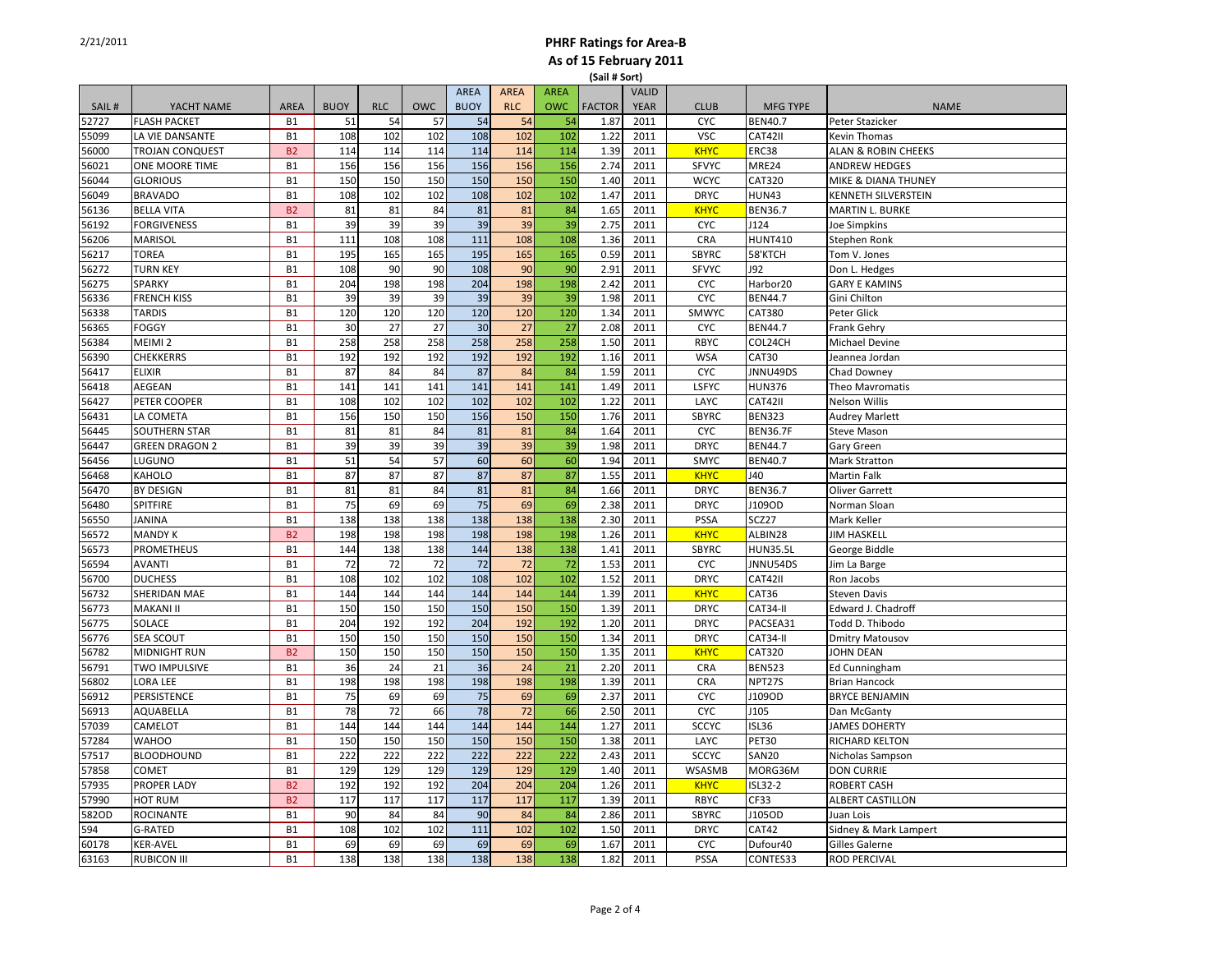# PHRF Ratings for Area-B

## As of 15 February 2011

(Sail # Sort)

| SAIL # | YACHT NAME | AREA | BUOY | RLC | OWC | AREA BUOY | AREA RLC | AREA OWC | FACTOR | VALID YEAR | CLUB | MFG TYPE | NAME |
|---|---|---|---|---|---|---|---|---|---|---|---|---|---|
| 52727 | FLASH PACKET | B1 | 51 | 54 | 57 | 54 | 54 | 54 | 1.87 | 2011 | CYC | BEN40.7 | Peter Stazicker |
| 55099 | LA VIE DANSANTE | B1 | 108 | 102 | 102 | 108 | 102 | 102 | 1.22 | 2011 | VSC | CAT42II | Kevin Thomas |
| 56000 | TROJAN CONQUEST | B2 | 114 | 114 | 114 | 114 | 114 | 114 | 1.39 | 2011 | KHYC | ERC38 | ALAN & ROBIN CHEEKS |
| 56021 | ONE MOORE TIME | B1 | 156 | 156 | 156 | 156 | 156 | 156 | 2.74 | 2011 | SFVYC | MRE24 | ANDREW HEDGES |
| 56044 | GLORIOUS | B1 | 150 | 150 | 150 | 150 | 150 | 150 | 1.40 | 2011 | WCYC | CAT320 | MIKE & DIANA THUNEY |
| 56049 | BRAVADO | B1 | 108 | 102 | 102 | 108 | 102 | 102 | 1.47 | 2011 | DRYC | HUN43 | KENNETH SILVERSTEIN |
| 56136 | BELLA VITA | B2 | 81 | 81 | 84 | 81 | 81 | 84 | 1.65 | 2011 | KHYC | BEN36.7 | MARTIN L. BURKE |
| 56192 | FORGIVENESS | B1 | 39 | 39 | 39 | 39 | 39 | 39 | 2.75 | 2011 | CYC | J124 | Joe Simpkins |
| 56206 | MARISOL | B1 | 111 | 108 | 108 | 111 | 108 | 108 | 1.36 | 2011 | CRA | HUNT410 | Stephen Ronk |
| 56217 | TOREA | B1 | 195 | 165 | 165 | 195 | 165 | 165 | 0.59 | 2011 | SBYRC | 58'KTCH | Tom V. Jones |
| 56272 | TURN KEY | B1 | 108 | 90 | 90 | 108 | 90 | 90 | 2.91 | 2011 | SFVYC | J92 | Don L. Hedges |
| 56275 | SPARKY | B1 | 204 | 198 | 198 | 204 | 198 | 198 | 2.42 | 2011 | CYC | Harbor20 | GARY E KAMINS |
| 56336 | FRENCH KISS | B1 | 39 | 39 | 39 | 39 | 39 | 39 | 1.98 | 2011 | CYC | BEN44.7 | Gini Chilton |
| 56338 | TARDIS | B1 | 120 | 120 | 120 | 120 | 120 | 120 | 1.34 | 2011 | SMWYC | CAT380 | Peter Glick |
| 56365 | FOGGY | B1 | 30 | 27 | 27 | 30 | 27 | 27 | 2.08 | 2011 | CYC | BEN44.7 | Frank Gehry |
| 56384 | MEIMI 2 | B1 | 258 | 258 | 258 | 258 | 258 | 258 | 1.50 | 2011 | RBYC | COL24CH | Michael Devine |
| 56390 | CHEKKERRS | B1 | 192 | 192 | 192 | 192 | 192 | 192 | 1.16 | 2011 | WSA | CAT30 | Jeannea Jordan |
| 56417 | ELIXIR | B1 | 87 | 84 | 84 | 87 | 84 | 84 | 1.59 | 2011 | CYC | JNNU49DS | Chad Downey |
| 56418 | AEGEAN | B1 | 141 | 141 | 141 | 141 | 141 | 141 | 1.49 | 2011 | LSFYC | HUN376 | Theo Mavromatis |
| 56427 | PETER COOPER | B1 | 108 | 102 | 102 | 102 | 102 | 102 | 1.22 | 2011 | LAYC | CAT42II | Nelson Willis |
| 56431 | LA COMETA | B1 | 156 | 150 | 150 | 156 | 150 | 150 | 1.76 | 2011 | SBYRC | BEN323 | Audrey Marlett |
| 56445 | SOUTHERN STAR | B1 | 81 | 81 | 84 | 81 | 81 | 84 | 1.64 | 2011 | CYC | BEN36.7F | Steve Mason |
| 56447 | GREEN DRAGON 2 | B1 | 39 | 39 | 39 | 39 | 39 | 39 | 1.98 | 2011 | DRYC | BEN44.7 | Gary Green |
| 56456 | LUGUNO | B1 | 51 | 54 | 57 | 60 | 60 | 60 | 1.94 | 2011 | SMYC | BEN40.7 | Mark Stratton |
| 56468 | KAHOLO | B1 | 87 | 87 | 87 | 87 | 87 | 87 | 1.55 | 2011 | KHYC | J40 | Martin Falk |
| 56470 | BY DESIGN | B1 | 81 | 81 | 84 | 81 | 81 | 84 | 1.66 | 2011 | DRYC | BEN36.7 | Oliver Garrett |
| 56480 | SPITFIRE | B1 | 75 | 69 | 69 | 75 | 69 | 69 | 2.38 | 2011 | DRYC | J109OD | Norman Sloan |
| 56550 | JANINA | B1 | 138 | 138 | 138 | 138 | 138 | 138 | 2.30 | 2011 | PSSA | SCZ27 | Mark Keller |
| 56572 | MANDY K | B2 | 198 | 198 | 198 | 198 | 198 | 198 | 1.26 | 2011 | KHYC | ALBIN28 | JIM HASKELL |
| 56573 | PROMETHEUS | B1 | 144 | 138 | 138 | 144 | 138 | 138 | 1.41 | 2011 | SBYRC | HUN35.5L | George Biddle |
| 56594 | AVANTI | B1 | 72 | 72 | 72 | 72 | 72 | 72 | 1.53 | 2011 | CYC | JNNU54DS | Jim La Barge |
| 56700 | DUCHESS | B1 | 108 | 102 | 102 | 108 | 102 | 102 | 1.52 | 2011 | DRYC | CAT42II | Ron Jacobs |
| 56732 | SHERIDAN MAE | B1 | 144 | 144 | 144 | 144 | 144 | 144 | 1.39 | 2011 | KHYC | CAT36 | Steven Davis |
| 56773 | MAKANI II | B1 | 150 | 150 | 150 | 150 | 150 | 150 | 1.39 | 2011 | DRYC | CAT34-II | Edward J. Chadroff |
| 56775 | SOLACE | B1 | 204 | 192 | 192 | 204 | 192 | 192 | 1.20 | 2011 | DRYC | PACSEA31 | Todd D. Thibodo |
| 56776 | SEA SCOUT | B1 | 150 | 150 | 150 | 150 | 150 | 150 | 1.34 | 2011 | DRYC | CAT34-II | Dmitry Matousov |
| 56782 | MIDNIGHT RUN | B2 | 150 | 150 | 150 | 150 | 150 | 150 | 1.35 | 2011 | KHYC | CAT320 | JOHN DEAN |
| 56791 | TWO IMPULSIVE | B1 | 36 | 24 | 21 | 36 | 24 | 21 | 2.20 | 2011 | CRA | BEN523 | Ed Cunningham |
| 56802 | LORA LEE | B1 | 198 | 198 | 198 | 198 | 198 | 198 | 1.39 | 2011 | CRA | NPT27S | Brian Hancock |
| 56912 | PERSISTENCE | B1 | 75 | 69 | 69 | 75 | 69 | 69 | 2.37 | 2011 | CYC | J109OD | BRYCE BENJAMIN |
| 56913 | AQUABELLA | B1 | 78 | 72 | 66 | 78 | 72 | 66 | 2.50 | 2011 | CYC | J105 | Dan McGanty |
| 57039 | CAMELOT | B1 | 144 | 144 | 144 | 144 | 144 | 144 | 1.27 | 2011 | SCCYC | ISL36 | JAMES DOHERTY |
| 57284 | WAHOO | B1 | 150 | 150 | 150 | 150 | 150 | 150 | 1.38 | 2011 | LAYC | PET30 | RICHARD KELTON |
| 57517 | BLOODHOUND | B1 | 222 | 222 | 222 | 222 | 222 | 222 | 2.43 | 2011 | SCCYC | SAN20 | Nicholas Sampson |
| 57858 | COMET | B1 | 129 | 129 | 129 | 129 | 129 | 129 | 1.40 | 2011 | WSASMB | MORG36M | DON CURRIE |
| 57935 | PROPER LADY | B2 | 192 | 192 | 192 | 204 | 204 | 204 | 1.26 | 2011 | KHYC | ISL32-2 | ROBERT CASH |
| 57990 | HOT RUM | B2 | 117 | 117 | 117 | 117 | 117 | 117 | 1.39 | 2011 | RBYC | CF33 | ALBERT CASTILLON |
| 582OD | ROCINANTE | B1 | 90 | 84 | 84 | 90 | 84 | 84 | 2.86 | 2011 | SBYRC | J105OD | Juan Lois |
| 594 | G-RATED | B1 | 108 | 102 | 102 | 111 | 102 | 102 | 1.50 | 2011 | DRYC | CAT42 | Sidney & Mark Lampert |
| 60178 | KER-AVEL | B1 | 69 | 69 | 69 | 69 | 69 | 69 | 1.67 | 2011 | CYC | Dufour40 | Gilles Galerne |
| 63163 | RUBICON III | B1 | 138 | 138 | 138 | 138 | 138 | 138 | 1.82 | 2011 | PSSA | CONTES33 | ROD PERCIVAL |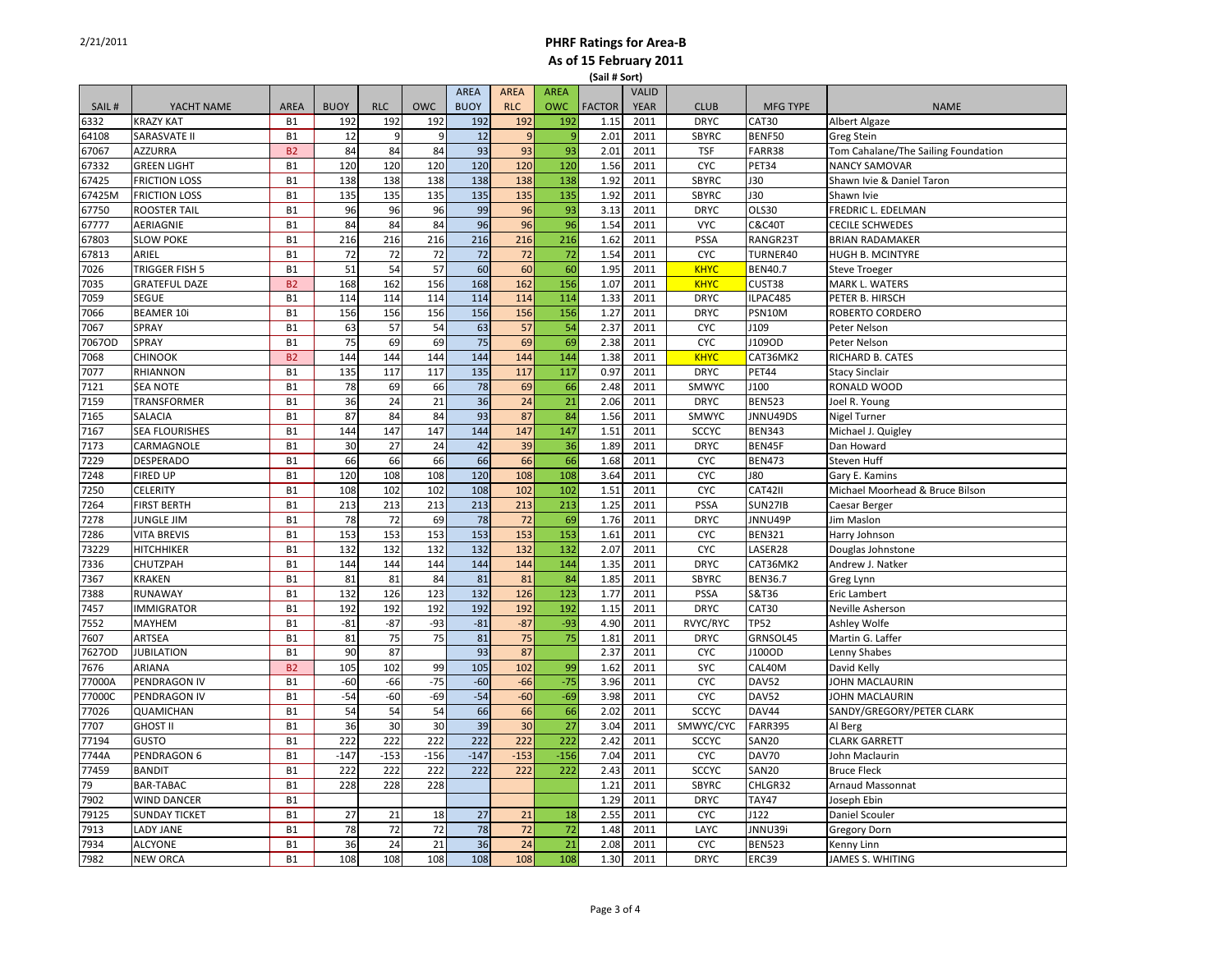2/21/2011

# PHRF Ratings for Area-B

## As of 15 February 2011

**(Sail # Sort)**

| SAIL # | YACHT NAME | AREA | BUOY | RLC | OWC | AREA BUOY | AREA RLC | AREA OWC | FACTOR | VALID YEAR | CLUB | MFG TYPE | NAME |
|---|---|---|---|---|---|---|---|---|---|---|---|---|---|
| 6332 | KRAZY KAT | B1 | 192 | 192 | 192 | 192 | 192 | 192 | 1.15 | 2011 | DRYC | CAT30 | Albert Algaze |
| 64108 | SARASVATE II | B1 | 12 | 9 | 9 | 12 | 9 | 9 | 2.01 | 2011 | SBYRC | BENF50 | Greg Stein |
| 67067 | AZZURRA | B2 | 84 | 84 | 84 | 93 | 93 | 93 | 2.01 | 2011 | TSF | FARR38 | Tom Cahalane/The Sailing Foundation |
| 67332 | GREEN LIGHT | B1 | 120 | 120 | 120 | 120 | 120 | 120 | 1.56 | 2011 | CYC | PET34 | NANCY SAMOVAR |
| 67425 | FRICTION LOSS | B1 | 138 | 138 | 138 | 138 | 138 | 138 | 1.92 | 2011 | SBYRC | J30 | Shawn Ivie & Daniel Taron |
| 67425M | FRICTION LOSS | B1 | 135 | 135 | 135 | 135 | 135 | 135 | 1.92 | 2011 | SBYRC | J30 | Shawn Ivie |
| 67750 | ROOSTER TAIL | B1 | 96 | 96 | 96 | 99 | 96 | 93 | 3.13 | 2011 | DRYC | OLS30 | FREDRIC L. EDELMAN |
| 67777 | AERIAGNIE | B1 | 84 | 84 | 84 | 96 | 96 | 96 | 1.54 | 2011 | VYC | C&C40T | CECILE SCHWEDES |
| 67803 | SLOW POKE | B1 | 216 | 216 | 216 | 216 | 216 | 216 | 1.62 | 2011 | PSSA | RANGR23T | BRIAN RADAMAKER |
| 67813 | ARIEL | B1 | 72 | 72 | 72 | 72 | 72 | 72 | 1.54 | 2011 | CYC | TURNER40 | HUGH B. MCINTYRE |
| 7026 | TRIGGER FISH 5 | B1 | 51 | 54 | 57 | 60 | 60 | 60 | 1.95 | 2011 | KHYC | BEN40.7 | Steve Troeger |
| 7035 | GRATEFUL DAZE | B2 | 168 | 162 | 156 | 168 | 162 | 156 | 1.07 | 2011 | KHYC | CUST38 | MARK L. WATERS |
| 7059 | SEGUE | B1 | 114 | 114 | 114 | 114 | 114 | 114 | 1.33 | 2011 | DRYC | ILPAC485 | PETER B. HIRSCH |
| 7066 | BEAMER 10i | B1 | 156 | 156 | 156 | 156 | 156 | 156 | 1.27 | 2011 | DRYC | PSN10M | ROBERTO CORDERO |
| 7067 | SPRAY | B1 | 63 | 57 | 54 | 63 | 57 | 54 | 2.37 | 2011 | CYC | J109 | Peter Nelson |
| 7067OD | SPRAY | B1 | 75 | 69 | 69 | 75 | 69 | 69 | 2.38 | 2011 | CYC | J109OD | Peter Nelson |
| 7068 | CHINOOK | B2 | 144 | 144 | 144 | 144 | 144 | 144 | 1.38 | 2011 | KHYC | CAT36MK2 | RICHARD B. CATES |
| 7077 | RHIANNON | B1 | 135 | 117 | 117 | 135 | 117 | 117 | 0.97 | 2011 | DRYC | PET44 | Stacy Sinclair |
| 7121 | $EA NOTE | B1 | 78 | 69 | 66 | 78 | 69 | 66 | 2.48 | 2011 | SMWYC | J100 | RONALD WOOD |
| 7159 | TRANSFORMER | B1 | 36 | 24 | 21 | 36 | 24 | 21 | 2.06 | 2011 | DRYC | BEN523 | Joel R. Young |
| 7165 | SALACIA | B1 | 87 | 84 | 84 | 93 | 87 | 84 | 1.56 | 2011 | SMWYC | JNNU49DS | Nigel Turner |
| 7167 | SEA FLOURISHES | B1 | 144 | 147 | 147 | 144 | 147 | 147 | 1.51 | 2011 | SCCYC | BEN343 | Michael J. Quigley |
| 7173 | CARMAGNOLE | B1 | 30 | 27 | 24 | 42 | 39 | 36 | 1.89 | 2011 | DRYC | BEN45F | Dan Howard |
| 7229 | DESPERADO | B1 | 66 | 66 | 66 | 66 | 66 | 66 | 1.68 | 2011 | CYC | BEN473 | Steven Huff |
| 7248 | FIRED UP | B1 | 120 | 108 | 108 | 120 | 108 | 108 | 3.64 | 2011 | CYC | J80 | Gary E. Kamins |
| 7250 | CELERITY | B1 | 108 | 102 | 102 | 108 | 102 | 102 | 1.51 | 2011 | CYC | CAT42II | Michael Moorhead & Bruce Bilson |
| 7264 | FIRST BERTH | B1 | 213 | 213 | 213 | 213 | 213 | 213 | 1.25 | 2011 | PSSA | SUN27IB | Caesar Berger |
| 7278 | JUNGLE JIM | B1 | 78 | 72 | 69 | 78 | 72 | 69 | 1.76 | 2011 | DRYC | JNNU49P | Jim Maslon |
| 7286 | VITA BREVIS | B1 | 153 | 153 | 153 | 153 | 153 | 153 | 1.61 | 2011 | CYC | BEN321 | Harry Johnson |
| 73229 | HITCHHIKER | B1 | 132 | 132 | 132 | 132 | 132 | 132 | 2.07 | 2011 | CYC | LASER28 | Douglas Johnstone |
| 7336 | CHUTZPAH | B1 | 144 | 144 | 144 | 144 | 144 | 144 | 1.35 | 2011 | DRYC | CAT36MK2 | Andrew J. Natker |
| 7367 | KRAKEN | B1 | 81 | 81 | 84 | 81 | 81 | 84 | 1.85 | 2011 | SBYRC | BEN36.7 | Greg Lynn |
| 7388 | RUNAWAY | B1 | 132 | 126 | 123 | 132 | 126 | 123 | 1.77 | 2011 | PSSA | S&T36 | Eric Lambert |
| 7457 | IMMIGRATOR | B1 | 192 | 192 | 192 | 192 | 192 | 192 | 1.15 | 2011 | DRYC | CAT30 | Neville Asherson |
| 7552 | MAYHEM | B1 | -81 | -87 | -93 | -81 | -87 | -93 | 4.90 | 2011 | RVYC/RYC | TP52 | Ashley Wolfe |
| 7607 | ARTSEA | B1 | 81 | 75 | 75 | 81 | 75 | 75 | 1.81 | 2011 | DRYC | GRNSOL45 | Martin G. Laffer |
| 7627OD | JUBILATION | B1 | 90 | 87 | | 93 | 87 | | 2.37 | 2011 | CYC | J100OD | Lenny Shabes |
| 7676 | ARIANA | B2 | 105 | 102 | 99 | 105 | 102 | 99 | 1.62 | 2011 | SYC | CAL40M | David Kelly |
| 77000A | PENDRAGON IV | B1 | -60 | -66 | -75 | -60 | -66 | -75 | 3.96 | 2011 | CYC | DAV52 | JOHN MACLAURIN |
| 77000C | PENDRAGON IV | B1 | -54 | -60 | -69 | -54 | -60 | -69 | 3.98 | 2011 | CYC | DAV52 | JOHN MACLAURIN |
| 77026 | QUAMICHAN | B1 | 54 | 54 | 54 | 66 | 66 | 66 | 2.02 | 2011 | SCCYC | DAV44 | SANDY/GREGORY/PETER CLARK |
| 7707 | GHOST II | B1 | 36 | 30 | 30 | 39 | 30 | 27 | 3.04 | 2011 | SMWYC/CYC | FARR395 | Al Berg |
| 77194 | GUSTO | B1 | 222 | 222 | 222 | 222 | 222 | 222 | 2.42 | 2011 | SCCYC | SAN20 | CLARK GARRETT |
| 7744A | PENDRAGON 6 | B1 | -147 | -153 | -156 | -147 | -153 | -156 | 7.04 | 2011 | CYC | DAV70 | John Maclaurin |
| 77459 | BANDIT | B1 | 222 | 222 | 222 | 222 | 222 | 222 | 2.43 | 2011 | SCCYC | SAN20 | Bruce Fleck |
| 79 | BAR-TABAC | B1 | 228 | 228 | 228 | | | | 1.21 | 2011 | SBYRC | CHLGR32 | Arnaud Massonnat |
| 7902 | WIND DANCER | B1 | | | | | | | 1.29 | 2011 | DRYC | TAY47 | Joseph Ebin |
| 79125 | SUNDAY TICKET | B1 | 27 | 21 | 18 | 27 | 21 | 18 | 2.55 | 2011 | CYC | J122 | Daniel Scouler |
| 7913 | LADY JANE | B1 | 78 | 72 | 72 | 78 | 72 | 72 | 1.48 | 2011 | LAYC | JNNU39i | Gregory Dorn |
| 7934 | ALCYONE | B1 | 36 | 24 | 21 | 36 | 24 | 21 | 2.08 | 2011 | CYC | BEN523 | Kenny Linn |
| 7982 | NEW ORCA | B1 | 108 | 108 | 108 | 108 | 108 | 108 | 1.30 | 2011 | DRYC | ERC39 | JAMES S. WHITING |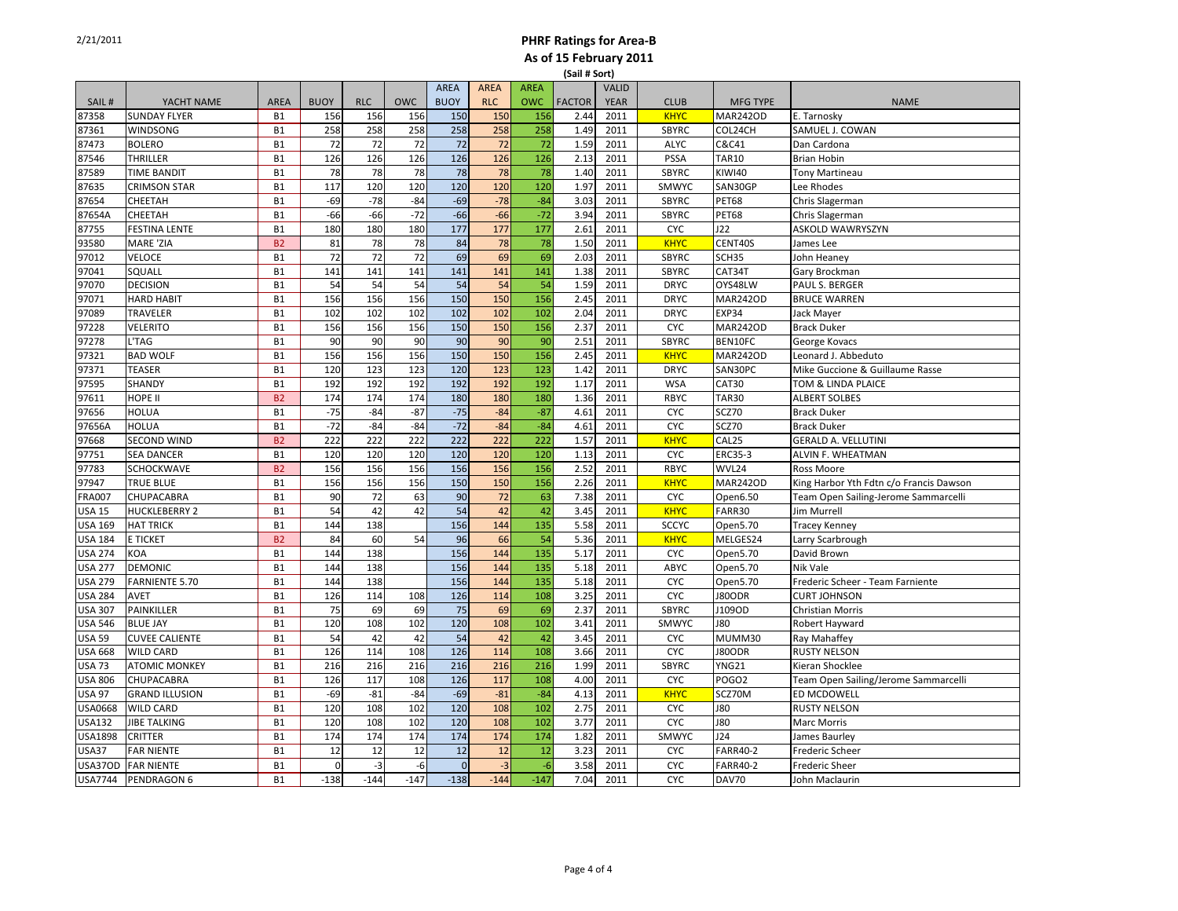# PHRF Ratings for Area-B

## As of 15 February 2011

### (Sail # Sort)

| SAIL # | YACHT NAME | AREA | BUOY | RLC | OWC | AREA BUOY | AREA RLC | AREA OWC | FACTOR | VALID YEAR | CLUB | MFG TYPE | NAME |
|---|---|---|---|---|---|---|---|---|---|---|---|---|---|
| 87358 | SUNDAY FLYER | B1 | 156 | 156 | 156 | 150 | 150 | 156 | 2.44 | 2011 | KHYC | MAR242OD | E. Tarnosky |
| 87361 | WINDSONG | B1 | 258 | 258 | 258 | 258 | 258 | 258 | 1.49 | 2011 | SBYRC | COL24CH | SAMUEL J. COWAN |
| 87473 | BOLERO | B1 | 72 | 72 | 72 | 72 | 72 | 72 | 1.59 | 2011 | ALYC | C&C41 | Dan Cardona |
| 87546 | THRILLER | B1 | 126 | 126 | 126 | 126 | 126 | 126 | 2.13 | 2011 | PSSA | TAR10 | Brian Hobin |
| 87589 | TIME BANDIT | B1 | 78 | 78 | 78 | 78 | 78 | 78 | 1.40 | 2011 | SBYRC | KIWI40 | Tony Martineau |
| 87635 | CRIMSON STAR | B1 | 117 | 120 | 120 | 120 | 120 | 120 | 1.97 | 2011 | SMWYC | SAN30GP | Lee Rhodes |
| 87654 | CHEETAH | B1 | -69 | -78 | -84 | -69 | -78 | -84 | 3.03 | 2011 | SBYRC | PET68 | Chris Slagerman |
| 87654A | CHEETAH | B1 | -66 | -66 | -72 | -66 | -66 | -72 | 3.94 | 2011 | SBYRC | PET68 | Chris Slagerman |
| 87755 | FESTINA LENTE | B1 | 180 | 180 | 180 | 177 | 177 | 177 | 2.61 | 2011 | CYC | J22 | ASKOLD WAWRYSZYN |
| 93580 | MARE 'ZIA | B2 | 81 | 78 | 78 | 84 | 78 | 78 | 1.50 | 2011 | KHYC | CENT40S | James Lee |
| 97012 | VELOCE | B1 | 72 | 72 | 72 | 69 | 69 | 69 | 2.03 | 2011 | SBYRC | SCH35 | John Heaney |
| 97041 | SQUALL | B1 | 141 | 141 | 141 | 141 | 141 | 141 | 1.38 | 2011 | SBYRC | CAT34T | Gary Brockman |
| 97070 | DECISION | B1 | 54 | 54 | 54 | 54 | 54 | 54 | 1.59 | 2011 | DRYC | OYS48LW | PAUL S. BERGER |
| 97071 | HARD HABIT | B1 | 156 | 156 | 156 | 150 | 150 | 156 | 2.45 | 2011 | DRYC | MAR242OD | BRUCE WARREN |
| 97089 | TRAVELER | B1 | 102 | 102 | 102 | 102 | 102 | 102 | 2.04 | 2011 | DRYC | EXP34 | Jack Mayer |
| 97228 | VELERITO | B1 | 156 | 156 | 156 | 150 | 150 | 156 | 2.37 | 2011 | CYC | MAR242OD | Brack Duker |
| 97278 | L'TAG | B1 | 90 | 90 | 90 | 90 | 90 | 90 | 2.51 | 2011 | SBYRC | BEN10FC | George Kovacs |
| 97321 | BAD WOLF | B1 | 156 | 156 | 156 | 150 | 150 | 156 | 2.45 | 2011 | KHYC | MAR242OD | Leonard J. Abbeduto |
| 97371 | TEASER | B1 | 120 | 123 | 123 | 120 | 123 | 123 | 1.42 | 2011 | DRYC | SAN30PC | Mike Guccione & Guillaume Rasse |
| 97595 | SHANDY | B1 | 192 | 192 | 192 | 192 | 192 | 192 | 1.17 | 2011 | WSA | CAT30 | TOM & LINDA PLAICE |
| 97611 | HOPE II | B2 | 174 | 174 | 174 | 180 | 180 | 180 | 1.36 | 2011 | RBYC | TAR30 | ALBERT SOLBES |
| 97656 | HOLUA | B1 | -75 | -84 | -87 | -75 | -84 | -87 | 4.61 | 2011 | CYC | SCZ70 | Brack Duker |
| 97656A | HOLUA | B1 | -72 | -84 | -84 | -72 | -84 | -84 | 4.61 | 2011 | CYC | SCZ70 | Brack Duker |
| 97668 | SECOND WIND | B2 | 222 | 222 | 222 | 222 | 222 | 222 | 1.57 | 2011 | KHYC | CAL25 | GERALD A. VELLUTINI |
| 97751 | SEA DANCER | B1 | 120 | 120 | 120 | 120 | 120 | 120 | 1.13 | 2011 | CYC | ERC35-3 | ALVIN F. WHEATMAN |
| 97783 | SCHOCKWAVE | B2 | 156 | 156 | 156 | 156 | 156 | 156 | 2.52 | 2011 | RBYC | WVL24 | Ross Moore |
| 97947 | TRUE BLUE | B1 | 156 | 156 | 156 | 150 | 150 | 156 | 2.26 | 2011 | KHYC | MAR242OD | King Harbor Yth Fdtn c/o Francis Dawson |
| FRA007 | CHUPACABRA | B1 | 90 | 72 | 63 | 90 | 72 | 63 | 7.38 | 2011 | CYC | Open6.50 | Team Open Sailing-Jerome Sammarcelli |
| USA 15 | HUCKLEBERRY 2 | B1 | 54 | 42 | 42 | 54 | 42 | 42 | 3.45 | 2011 | KHYC | FARR30 | Jim Murrell |
| USA 169 | HAT TRICK | B1 | 144 | 138 | | 156 | 144 | 135 | 5.58 | 2011 | SCCYC | Open5.70 | Tracey Kenney |
| USA 184 | E TICKET | B2 | 84 | 60 | 54 | 96 | 66 | 54 | 5.36 | 2011 | KHYC | MELGES24 | Larry Scarbrough |
| USA 274 | KOA | B1 | 144 | 138 | | 156 | 144 | 135 | 5.17 | 2011 | CYC | Open5.70 | David Brown |
| USA 277 | DEMONIC | B1 | 144 | 138 | | 156 | 144 | 135 | 5.18 | 2011 | ABYC | Open5.70 | Nik Vale |
| USA 279 | FARNIENTE 5.70 | B1 | 144 | 138 | | 156 | 144 | 135 | 5.18 | 2011 | CYC | Open5.70 | Frederic Scheer - Team Farniente |
| USA 284 | AVET | B1 | 126 | 114 | 108 | 126 | 114 | 108 | 3.25 | 2011 | CYC | J80ODR | CURT JOHNSON |
| USA 307 | PAINKILLER | B1 | 75 | 69 | 69 | 75 | 69 | 69 | 2.37 | 2011 | SBYRC | J109OD | Christian Morris |
| USA 546 | BLUE JAY | B1 | 120 | 108 | 102 | 120 | 108 | 102 | 3.41 | 2011 | SMWYC | J80 | Robert Hayward |
| USA 59 | CUVEE CALIENTE | B1 | 54 | 42 | 42 | 54 | 42 | 42 | 3.45 | 2011 | CYC | MUMM30 | Ray Mahaffey |
| USA 668 | WILD CARD | B1 | 126 | 114 | 108 | 126 | 114 | 108 | 3.66 | 2011 | CYC | J80ODR | RUSTY NELSON |
| USA 73 | ATOMIC MONKEY | B1 | 216 | 216 | 216 | 216 | 216 | 216 | 1.99 | 2011 | SBYRC | YNG21 | Kieran Shocklee |
| USA 806 | CHUPACABRA | B1 | 126 | 117 | 108 | 126 | 117 | 108 | 4.00 | 2011 | CYC | POGO2 | Team Open Sailing/Jerome Sammarcelli |
| USA 97 | GRAND ILLUSION | B1 | -69 | -81 | -84 | -69 | -81 | -84 | 4.13 | 2011 | KHYC | SCZ70M | ED MCDOWELL |
| USA0668 | WILD CARD | B1 | 120 | 108 | 102 | 120 | 108 | 102 | 2.75 | 2011 | CYC | J80 | RUSTY NELSON |
| USA132 | JIBE TALKING | B1 | 120 | 108 | 102 | 120 | 108 | 102 | 3.77 | 2011 | CYC | J80 | Marc Morris |
| USA1898 | CRITTER | B1 | 174 | 174 | 174 | 174 | 174 | 174 | 1.82 | 2011 | SMWYC | J24 | James Baurley |
| USA37 | FAR NIENTE | B1 | 12 | 12 | 12 | 12 | 12 | 12 | 3.23 | 2011 | CYC | FARR40-2 | Frederic Scheer |
| USA37OD | FAR NIENTE | B1 | 0 | -3 | -6 | 0 | -3 | -6 | 3.58 | 2011 | CYC | FARR40-2 | Frederic Sheer |
| USA7744 | PENDRAGON 6 | B1 | -138 | -144 | -147 | -138 | -144 | -147 | 7.04 | 2011 | CYC | DAV70 | John Maclaurin |